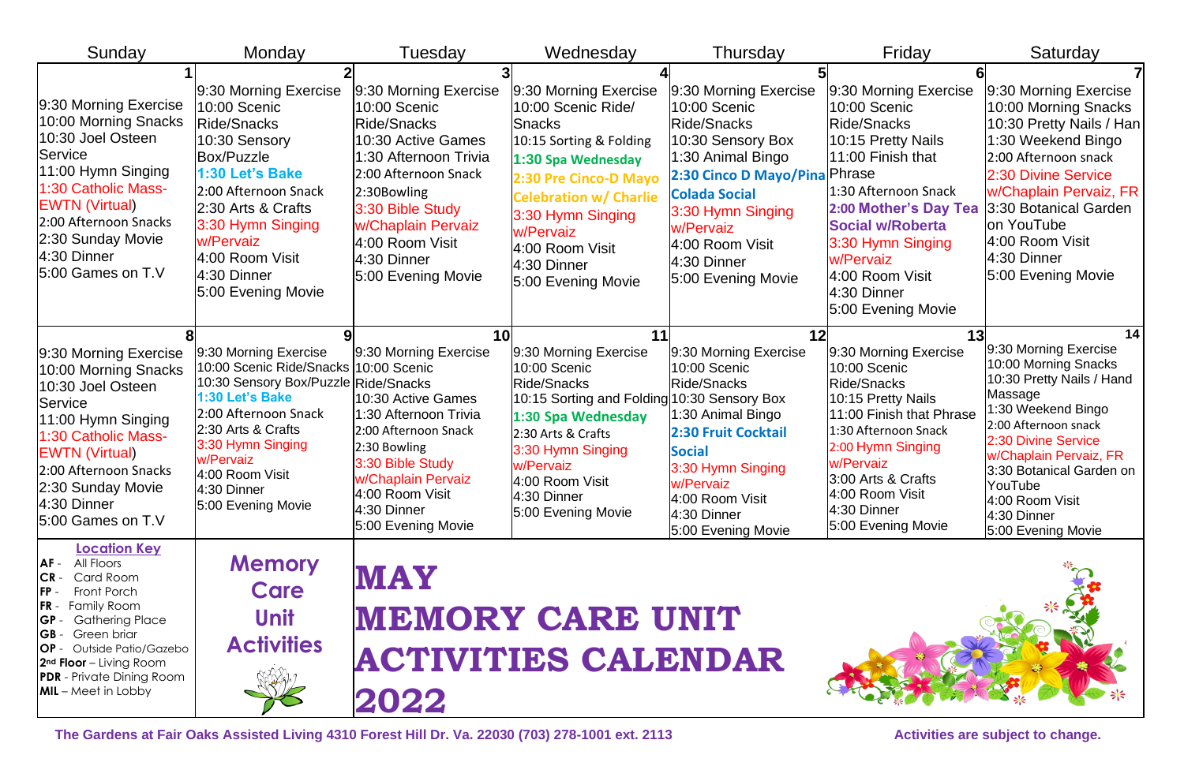# MAY MEMORY CARE UNIT ACTIVITIES CALENDAR 2022

## Memory Care Unit Activities

| Sunday | Monday | Tuesday | Wednesday | Thursday | Friday | Saturday |
|---|---|---|---|---|---|---|
| **1**<br>9:30 Morning Exercise<br>10:00 Morning Snacks<br>10:30 Joel Osteen Service<br>11:00 Hymn Singing<br>1:30 Catholic Mass-EWTN (Virtual)<br>2:00 Afternoon Snacks<br>2:30 Sunday Movie<br>4:30 Dinner<br>5:00 Games on T.V | **2**<br>9:30 Morning Exercise<br>10:00 Scenic Ride/Snacks<br>10:30 Sensory Box/Puzzle<br>**1:30 Let's Bake**<br>2:00 Afternoon Snack<br>2:30 Arts & Crafts<br>3:30 Hymn Singing w/Pervaiz<br>4:00 Room Visit<br>4:30 Dinner<br>5:00 Evening Movie | **3**<br>9:30 Morning Exercise<br>10:00 Scenic Ride/Snacks<br>10:30 Active Games<br>1:30 Afternoon Trivia<br>2:00 Afternoon Snack<br>2:30Bowling<br>3:30 Bible Study w/Chaplain Pervaiz<br>4:00 Room Visit<br>4:30 Dinner<br>5:00 Evening Movie | **4**<br>9:30 Morning Exercise<br>10:00 Scenic Ride/ Snacks<br>10:15 Sorting & Folding<br>**1:30 Spa Wednesday**<br>**2:30 Pre Cinco-D Mayo Celebration w/ Charlie**<br>3:30 Hymn Singing w/Pervaiz<br>4:00 Room Visit<br>4:30 Dinner<br>5:00 Evening Movie | **5**<br>9:30 Morning Exercise<br>10:00 Scenic Ride/Snacks<br>10:30 Sensory Box<br>1:30 Animal Bingo<br>**2:30 Cinco D Mayo/Pina Colada Social**<br>3:30 Hymn Singing w/Pervaiz<br>4:00 Room Visit<br>4:30 Dinner<br>5:00 Evening Movie | **6**<br>9:30 Morning Exercise<br>10:00 Scenic Ride/Snacks<br>10:15 Pretty Nails<br>11:00 Finish that Phrase<br>1:30 Afternoon Snack<br>**2:00 Mother's Day Tea Social w/Roberta**<br>3:30 Hymn Singing w/Pervaiz<br>4:00 Room Visit<br>4:30 Dinner<br>5:00 Evening Movie | **7**<br>9:30 Morning Exercise<br>10:00 Morning Snacks<br>10:30 Pretty Nails / Han<br>1:30 Weekend Bingo<br>2:00 Afternoon snack<br>2:30 Divine Service w/Chaplain Pervaiz, FR<br>3:30 Botanical Garden on YouTube<br>4:00 Room Visit<br>4:30 Dinner<br>5:00 Evening Movie |
| **8**<br>9:30 Morning Exercise<br>10:00 Morning Snacks<br>10:30 Joel Osteen Service<br>11:00 Hymn Singing<br>1:30 Catholic Mass-EWTN (Virtual)<br>2:00 Afternoon Snacks<br>2:30 Sunday Movie<br>4:30 Dinner<br>5:00 Games on T.V | **9**<br>9:30 Morning Exercise<br>10:00 Scenic Ride/Snacks<br>10:30 Sensory Box/Puzzle<br>**1:30 Let's Bake**<br>2:00 Afternoon Snack<br>2:30 Arts & Crafts<br>3:30 Hymn Singing w/Pervaiz<br>4:00 Room Visit<br>4:30 Dinner<br>5:00 Evening Movie | **10**<br>9:30 Morning Exercise<br>10:00 Scenic Ride/Snacks<br>10:30 Active Games<br>1:30 Afternoon Trivia<br>2:00 Afternoon Snack<br>2:30 Bowling<br>3:30 Bible Study w/Chaplain Pervaiz<br>4:00 Room Visit<br>4:30 Dinner<br>5:00 Evening Movie | **11**<br>9:30 Morning Exercise<br>10:00 Scenic Ride/Snacks<br>10:15 Sorting and Folding<br>**1:30 Spa Wednesday**<br>2:30 Arts & Crafts<br>3:30 Hymn Singing w/Pervaiz<br>4:00 Room Visit<br>4:30 Dinner<br>5:00 Evening Movie | **12**<br>9:30 Morning Exercise<br>10:00 Scenic Ride/Snacks<br>10:30 Sensory Box<br>1:30 Animal Bingo<br>**2:30 Fruit Cocktail Social**<br>3:30 Hymn Singing w/Pervaiz<br>4:00 Room Visit<br>4:30 Dinner<br>5:00 Evening Movie | **13**<br>9:30 Morning Exercise<br>10:00 Scenic Ride/Snacks<br>10:15 Pretty Nails<br>11:00 Finish that Phrase<br>1:30 Afternoon Snack<br>2:00 Hymn Singing w/Pervaiz<br>3:00 Arts & Crafts<br>4:00 Room Visit<br>4:30 Dinner<br>5:00 Evening Movie | **14**<br>9:30 Morning Exercise<br>10:00 Morning Snacks<br>10:30 Pretty Nails / Hand Massage<br>1:30 Weekend Bingo<br>2:00 Afternoon snack<br>2:30 Divine Service w/Chaplain Pervaiz, FR<br>3:30 Botanical Garden on YouTube<br>4:00 Room Visit<br>4:30 Dinner<br>5:00 Evening Movie |

**Location Key**

- **AF** - All Floors
- **CR** - Card Room
- **FP** - Front Porch
- **FR** - Family Room
- **GP** - Gathering Place
- **GB** - Green briar
- **OP** - Outside Patio/Gazebo
- **2nd Floor** – Living Room
- **PDR** - Private Dining Room
- **MIL** – Meet in Lobby

**The Gardens at Fair Oaks Assisted Living 4310 Forest Hill Dr. Va. 22030 (703) 278-1001 ext. 2113**

**Activities are subject to change.**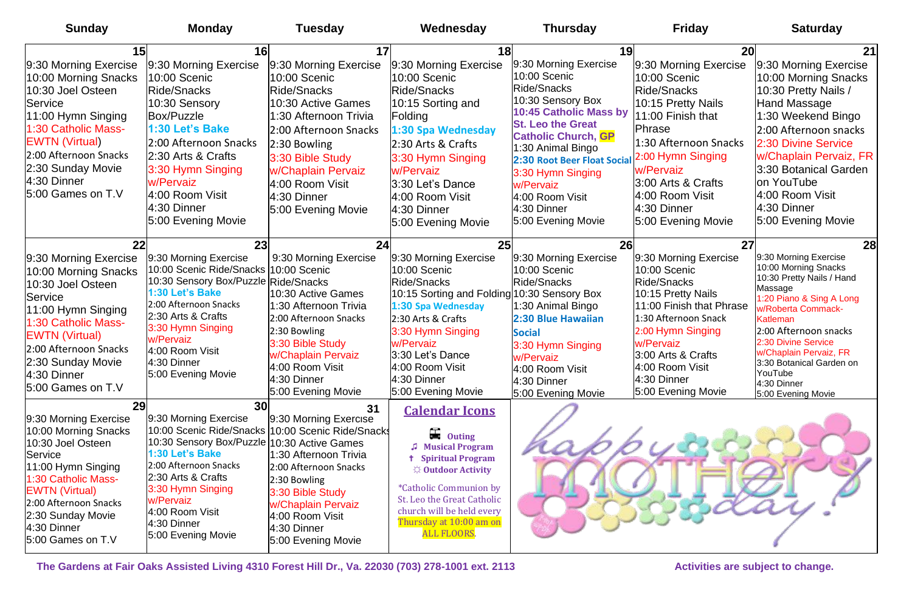| Sunday | Monday | Tuesday | Wednesday | Thursday | Friday | Saturday |
|---|---|---|---|---|---|---|
| 15<br>9:30 Morning Exercise<br>10:00 Morning Snacks<br>10:30 Joel Osteen Service<br>11:00 Hymn Singing<br>1:30 Catholic Mass-EWTN (Virtual)<br>2:00 Afternoon Snacks<br>2:30 Sunday Movie<br>4:30 Dinner<br>5:00 Games on T.V | 16<br>9:30 Morning Exercise<br>10:00 Scenic Ride/Snacks<br>10:30 Sensory Box/Puzzle<br>1:30 Let's Bake<br>2:00 Afternoon Snacks<br>2:30 Arts & Crafts<br>3:30 Hymn Singing w/Pervaiz<br>4:00 Room Visit<br>4:30 Dinner<br>5:00 Evening Movie | 17<br>9:30 Morning Exercise<br>10:00 Scenic Ride/Snacks<br>10:30 Active Games<br>1:30 Afternoon Trivia<br>2:00 Afternoon Snacks<br>2:30 Bowling<br>3:30 Bible Study w/Chaplain Pervaiz<br>4:00 Room Visit<br>4:30 Dinner<br>5:00 Evening Movie | 18<br>9:30 Morning Exercise<br>10:00 Scenic Ride/Snacks<br>10:15 Sorting and Folding<br>1:30 Spa Wednesday<br>2:30 Arts & Crafts<br>3:30 Hymn Singing w/Pervaiz<br>3:30 Let's Dance<br>4:00 Room Visit<br>4:30 Dinner<br>5:00 Evening Movie | 19<br>9:30 Morning Exercise<br>10:00 Scenic Ride/Snacks<br>10:30 Sensory Box<br>10:45 Catholic Mass by St. Leo the Great Catholic Church, GP<br>1:30 Animal Bingo<br>2:30 Root Beer Float Social<br>3:30 Hymn Singing w/Pervaiz<br>4:00 Room Visit<br>4:30 Dinner<br>5:00 Evening Movie | 20<br>9:30 Morning Exercise<br>10:00 Scenic Ride/Snacks<br>10:15 Pretty Nails<br>11:00 Finish that Phrase<br>1:30 Afternoon Snacks<br>2:00 Hymn Singing w/Pervaiz<br>3:00 Arts & Crafts<br>4:00 Room Visit<br>4:30 Dinner<br>5:00 Evening Movie | 21<br>9:30 Morning Exercise<br>10:00 Morning Snacks<br>10:30 Pretty Nails / Hand Massage<br>1:30 Weekend Bingo<br>2:00 Afternoon snacks<br>2:30 Divine Service w/Chaplain Pervaiz, FR<br>3:30 Botanical Garden on YouTube<br>4:00 Room Visit<br>4:30 Dinner<br>5:00 Evening Movie |
| 22<br>9:30 Morning Exercise<br>10:00 Morning Snacks<br>10:30 Joel Osteen Service<br>11:00 Hymn Singing<br>1:30 Catholic Mass-EWTN (Virtual)<br>2:00 Afternoon Snacks<br>2:30 Sunday Movie<br>4:30 Dinner<br>5:00 Games on T.V | 23<br>9:30 Morning Exercise<br>10:00 Scenic Ride/Snacks<br>10:30 Sensory Box/Puzzle<br>1:30 Let's Bake<br>2:00 Afternoon Snacks<br>2:30 Arts & Crafts<br>3:30 Hymn Singing w/Pervaiz<br>4:00 Room Visit<br>4:30 Dinner<br>5:00 Evening Movie | 24<br>9:30 Morning Exercise<br>10:00 Scenic Ride/Snacks<br>10:30 Active Games<br>1:30 Afternoon Trivia<br>2:00 Afternoon Snacks<br>2:30 Bowling<br>3:30 Bible Study w/Chaplain Pervaiz<br>4:00 Room Visit<br>4:30 Dinner<br>5:00 Evening Movie | 25<br>9:30 Morning Exercise<br>10:00 Scenic Ride/Snacks<br>10:15 Sorting and Folding<br>1:30 Spa Wednesday<br>2:30 Arts & Crafts<br>3:30 Hymn Singing w/Pervaiz<br>3:30 Let's Dance<br>4:00 Room Visit<br>4:30 Dinner<br>5:00 Evening Movie | 26<br>9:30 Morning Exercise<br>10:00 Scenic Ride/Snacks<br>10:30 Sensory Box<br>1:30 Animal Bingo<br>2:30 Blue Hawaiian Social<br>3:30 Hymn Singing w/Pervaiz<br>4:00 Room Visit<br>4:30 Dinner<br>5:00 Evening Movie | 27<br>9:30 Morning Exercise<br>10:00 Scenic Ride/Snacks<br>10:15 Pretty Nails<br>11:00 Finish that Phrase<br>1:30 Afternoon Snack<br>2:00 Hymn Singing w/Pervaiz<br>3:00 Arts & Crafts<br>4:00 Room Visit<br>4:30 Dinner<br>5:00 Evening Movie | 28<br>9:30 Morning Exercise<br>10:00 Morning Snacks<br>10:30 Pretty Nails / Hand Massage<br>1:20 Piano & Sing A Long w/Roberta Commack-Katleman<br>2:00 Afternoon snacks<br>2:30 Divine Service w/Chaplain Pervaiz, FR<br>3:30 Botanical Garden on YouTube<br>4:30 Dinner<br>5:00 Evening Movie |
| 29<br>9:30 Morning Exercise<br>10:00 Morning Snacks<br>10:30 Joel Osteen Service<br>11:00 Hymn Singing<br>1:30 Catholic Mass-EWTN (Virtual)<br>2:00 Afternoon Snacks<br>2:30 Sunday Movie<br>4:30 Dinner<br>5:00 Games on T.V | 30<br>9:30 Morning Exercise<br>10:00 Scenic Ride/Snacks<br>10:30 Sensory Box/Puzzle<br>1:30 Let's Bake<br>2:00 Afternoon Snacks<br>2:30 Arts & Crafts<br>3:30 Hymn Singing w/Pervaiz<br>4:00 Room Visit<br>4:30 Dinner<br>5:00 Evening Movie | 31<br>9:30 Morning Exercise<br>10:00 Scenic Ride/Snacks<br>10:30 Active Games<br>1:30 Afternoon Trivia<br>2:00 Afternoon Snacks<br>2:30 Bowling<br>3:30 Bible Study w/Chaplain Pervaiz<br>4:00 Room Visit<br>4:30 Dinner<br>5:00 Evening Movie | **Calendar Icons**<br>🚌 Outing<br>♫ Musical Program<br>✝ Spiritual Program<br>☼ Outdoor Activity<br>*Catholic Communion by St. Leo the Great Catholic church will be held every Thursday at 10:00 am on ALL FLOORS. | happy Mother's day! | | |

The Gardens at Fair Oaks Assisted Living 4310 Forest Hill Dr., Va. 22030 (703) 278-1001 ext. 2113

Activities are subject to change.